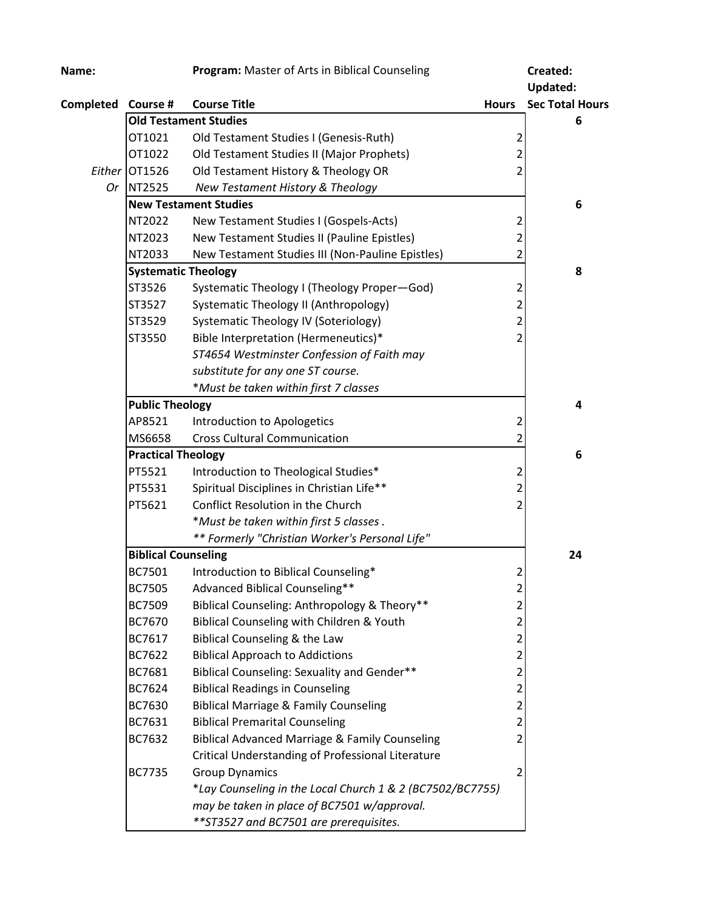**Name:** **Program:** Master of Arts in Biblical Counseling **Created:**
**Updated:**

| Completed | Course # | Course Title | Hours | Sec Total Hours |
|---|---|---|---|---|
| | **Old Testament Studies** | | | **6** |
| | OT1021 | Old Testament Studies I (Genesis-Ruth) | 2 | |
| | OT1022 | Old Testament Studies II (Major Prophets) | 2 | |
| *Either* | OT1526 | Old Testament History & Theology OR | 2 | |
| *Or* | NT2525 | *New Testament History & Theology* | | |
| | **New Testament Studies** | | | **6** |
| | NT2022 | New Testament Studies I (Gospels-Acts) | 2 | |
| | NT2023 | New Testament Studies II (Pauline Epistles) | 2 | |
| | NT2033 | New Testament Studies III (Non-Pauline Epistles) | 2 | |
| | **Systematic Theology** | | | **8** |
| | ST3526 | Systematic Theology I (Theology Proper—God) | 2 | |
| | ST3527 | Systematic Theology II (Anthropology) | 2 | |
| | ST3529 | Systematic Theology IV (Soteriology) | 2 | |
| | ST3550 | Bible Interpretation (Hermeneutics)* | 2 | |
| | | *ST4654 Westminster Confession of Faith may substitute for any one ST course.* | | |
| | | **Must be taken within first 7 classes* | | |
| | **Public Theology** | | | **4** |
| | AP8521 | Introduction to Apologetics | 2 | |
| | MS6658 | Cross Cultural Communication | 2 | |
| | **Practical Theology** | | | **6** |
| | PT5521 | Introduction to Theological Studies* | 2 | |
| | PT5531 | Spiritual Disciplines in Christian Life** | 2 | |
| | PT5621 | Conflict Resolution in the Church | 2 | |
| | | **Must be taken within first 5 classes .* | | |
| | | *** Formerly "Christian Worker's Personal Life"* | | |
| | **Biblical Counseling** | | | **24** |
| | BC7501 | Introduction to Biblical Counseling* | 2 | |
| | BC7505 | Advanced Biblical Counseling** | 2 | |
| | BC7509 | Biblical Counseling: Anthropology & Theory** | 2 | |
| | BC7670 | Biblical Counseling with Children & Youth | 2 | |
| | BC7617 | Biblical Counseling & the Law | 2 | |
| | BC7622 | Biblical Approach to Addictions | 2 | |
| | BC7681 | Biblical Counseling: Sexuality and Gender** | 2 | |
| | BC7624 | Biblical Readings in Counseling | 2 | |
| | BC7630 | Biblical Marriage & Family Counseling | 2 | |
| | BC7631 | Biblical Premarital Counseling | 2 | |
| | BC7632 | Biblical Advanced Marriage & Family Counseling | 2 | |
| | | Critical Understanding of Professional Literature | | |
| | BC7735 | Group Dynamics | 2 | |
| | | **Lay Counseling in the Local Church 1 & 2 (BC7502/BC7755) may be taken in place of BC7501 w/approval.* | | |
| | | ***ST3527 and BC7501 are prerequisites.* | | |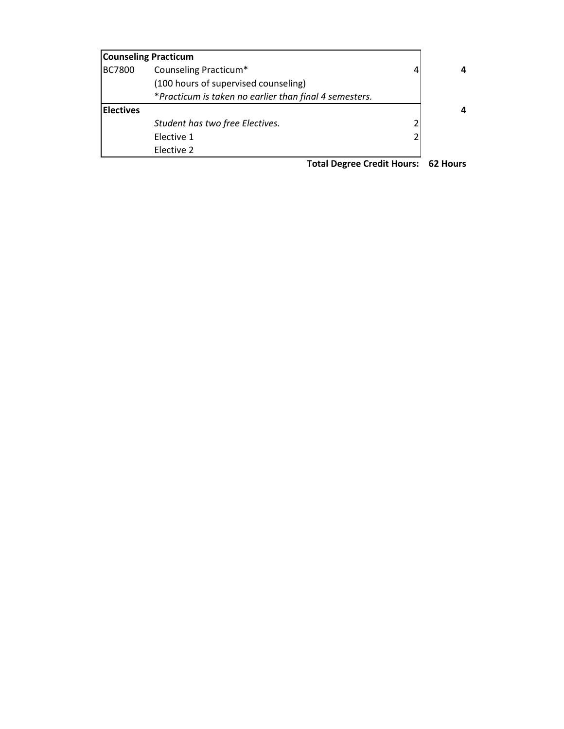| | | | |
|---|---|---|---|
| **Counseling Practicum** | | | |
| BC7800 | Counseling Practicum* | 4 | **4** |
| | (100 hours of supervised counseling) | | |
| | **Practicum is taken no earlier than final 4 semesters.* | | |
| **Electives** | | | **4** |
| | *Student has two free Electives.* | 2 | |
| | Elective 1 | 2 | |
| | Elective 2 | | |
| | | **Total Degree Credit Hours:** | **62 Hours** |